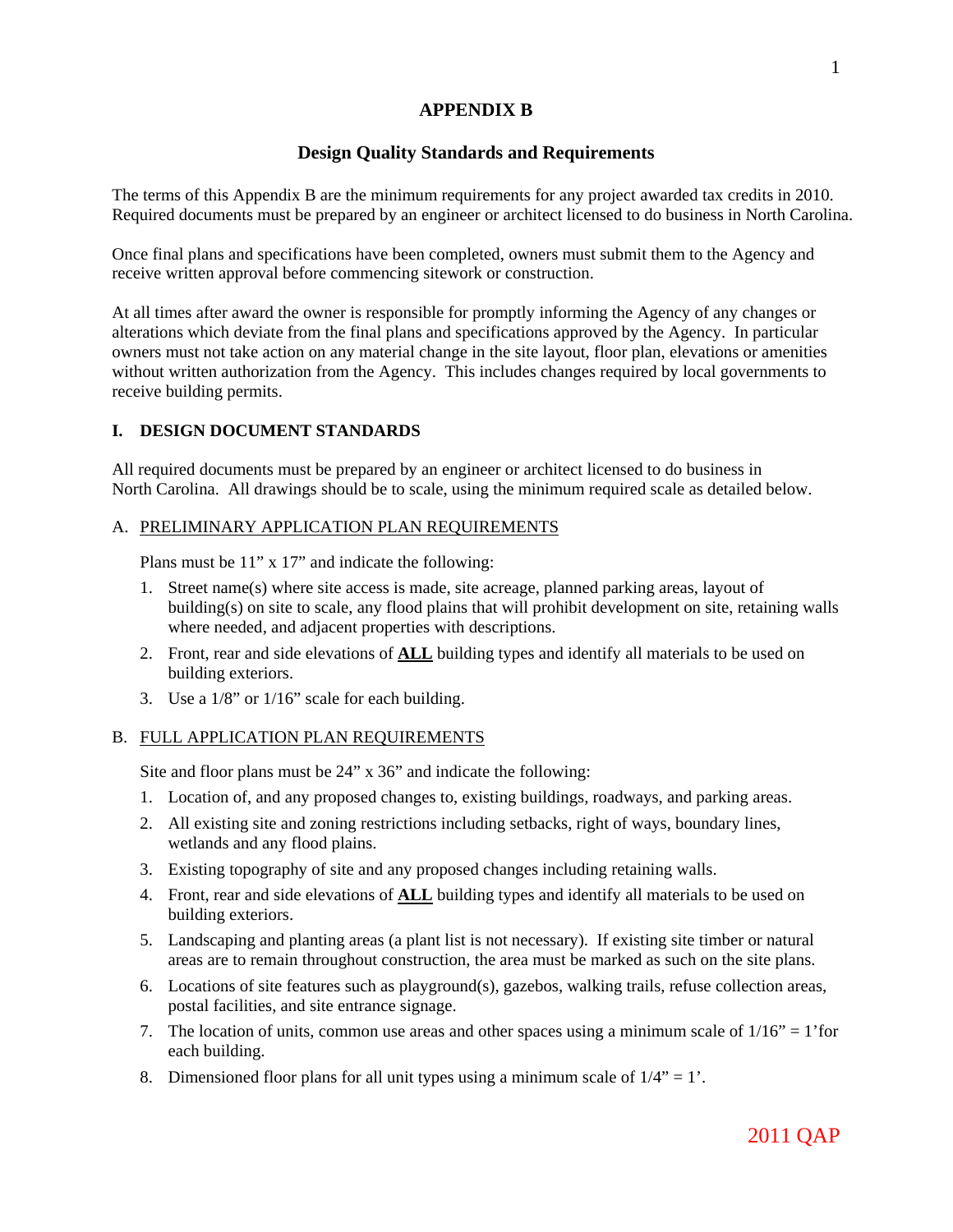# APPENDIX B

## Design Quality Standards and Requirements

The terms of this Appendix B are the minimum requirements for any project awarded tax credits in 2010. Required documents must be prepared by an engineer or architect licensed to do business in North Carolina.

Once final plans and specifications have been completed, owners must submit them to the Agency and receive written approval before commencing sitework or construction.

At all times after award the owner is responsible for promptly informing the Agency of any changes or alterations which deviate from the final plans and specifications approved by the Agency. In particular owners must not take action on any material change in the site layout, floor plan, elevations or amenities without written authorization from the Agency. This includes changes required by local governments to receive building permits.

### I. DESIGN DOCUMENT STANDARDS

All required documents must be prepared by an engineer or architect licensed to do business in North Carolina. All drawings should be to scale, using the minimum required scale as detailed below.

#### A. PRELIMINARY APPLICATION PLAN REQUIREMENTS

Plans must be 11" x 17" and indicate the following:

1. Street name(s) where site access is made, site acreage, planned parking areas, layout of building(s) on site to scale, any flood plains that will prohibit development on site, retaining walls where needed, and adjacent properties with descriptions.
2. Front, rear and side elevations of **ALL** building types and identify all materials to be used on building exteriors.
3. Use a 1/8" or 1/16" scale for each building.

#### B. FULL APPLICATION PLAN REQUIREMENTS

Site and floor plans must be 24" x 36" and indicate the following:

1. Location of, and any proposed changes to, existing buildings, roadways, and parking areas.
2. All existing site and zoning restrictions including setbacks, right of ways, boundary lines, wetlands and any flood plains.
3. Existing topography of site and any proposed changes including retaining walls.
4. Front, rear and side elevations of **ALL** building types and identify all materials to be used on building exteriors.
5. Landscaping and planting areas (a plant list is not necessary). If existing site timber or natural areas are to remain throughout construction, the area must be marked as such on the site plans.
6. Locations of site features such as playground(s), gazebos, walking trails, refuse collection areas, postal facilities, and site entrance signage.
7. The location of units, common use areas and other spaces using a minimum scale of 1/16" = 1'for each building.
8. Dimensioned floor plans for all unit types using a minimum scale of 1/4" = 1'.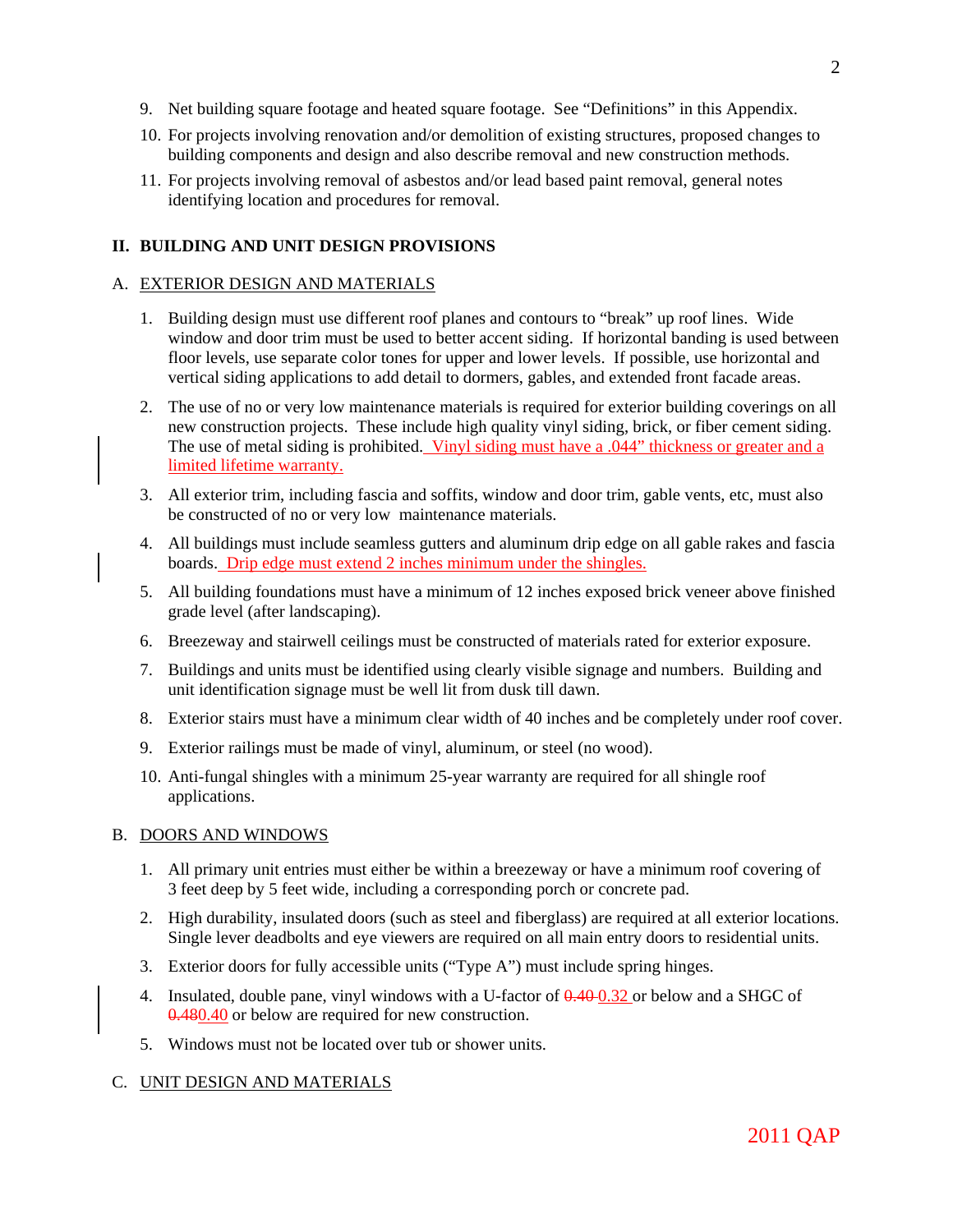9. Net building square footage and heated square footage. See "Definitions" in this Appendix.
10. For projects involving renovation and/or demolition of existing structures, proposed changes to building components and design and also describe removal and new construction methods.
11. For projects involving removal of asbestos and/or lead based paint removal, general notes identifying location and procedures for removal.

## II. BUILDING AND UNIT DESIGN PROVISIONS

### A. EXTERIOR DESIGN AND MATERIALS

1. Building design must use different roof planes and contours to "break" up roof lines. Wide window and door trim must be used to better accent siding. If horizontal banding is used between floor levels, use separate color tones for upper and lower levels. If possible, use horizontal and vertical siding applications to add detail to dormers, gables, and extended front facade areas.
2. The use of no or very low maintenance materials is required for exterior building coverings on all new construction projects. These include high quality vinyl siding, brick, or fiber cement siding. The use of metal siding is prohibited. Vinyl siding must have a .044" thickness or greater and a limited lifetime warranty.
3. All exterior trim, including fascia and soffits, window and door trim, gable vents, etc, must also be constructed of no or very low maintenance materials.
4. All buildings must include seamless gutters and aluminum drip edge on all gable rakes and fascia boards. Drip edge must extend 2 inches minimum under the shingles.
5. All building foundations must have a minimum of 12 inches exposed brick veneer above finished grade level (after landscaping).
6. Breezeway and stairwell ceilings must be constructed of materials rated for exterior exposure.
7. Buildings and units must be identified using clearly visible signage and numbers. Building and unit identification signage must be well lit from dusk till dawn.
8. Exterior stairs must have a minimum clear width of 40 inches and be completely under roof cover.
9. Exterior railings must be made of vinyl, aluminum, or steel (no wood).
10. Anti-fungal shingles with a minimum 25-year warranty are required for all shingle roof applications.

### B. DOORS AND WINDOWS

1. All primary unit entries must either be within a breezeway or have a minimum roof covering of 3 feet deep by 5 feet wide, including a corresponding porch or concrete pad.
2. High durability, insulated doors (such as steel and fiberglass) are required at all exterior locations. Single lever deadbolts and eye viewers are required on all main entry doors to residential units.
3. Exterior doors for fully accessible units ("Type A") must include spring hinges.
4. Insulated, double pane, vinyl windows with a U-factor of ~~0.40~~ 0.32 or below and a SHGC of ~~0.48~~0.40 or below are required for new construction.
5. Windows must not be located over tub or shower units.

### C. UNIT DESIGN AND MATERIALS

2011 QAP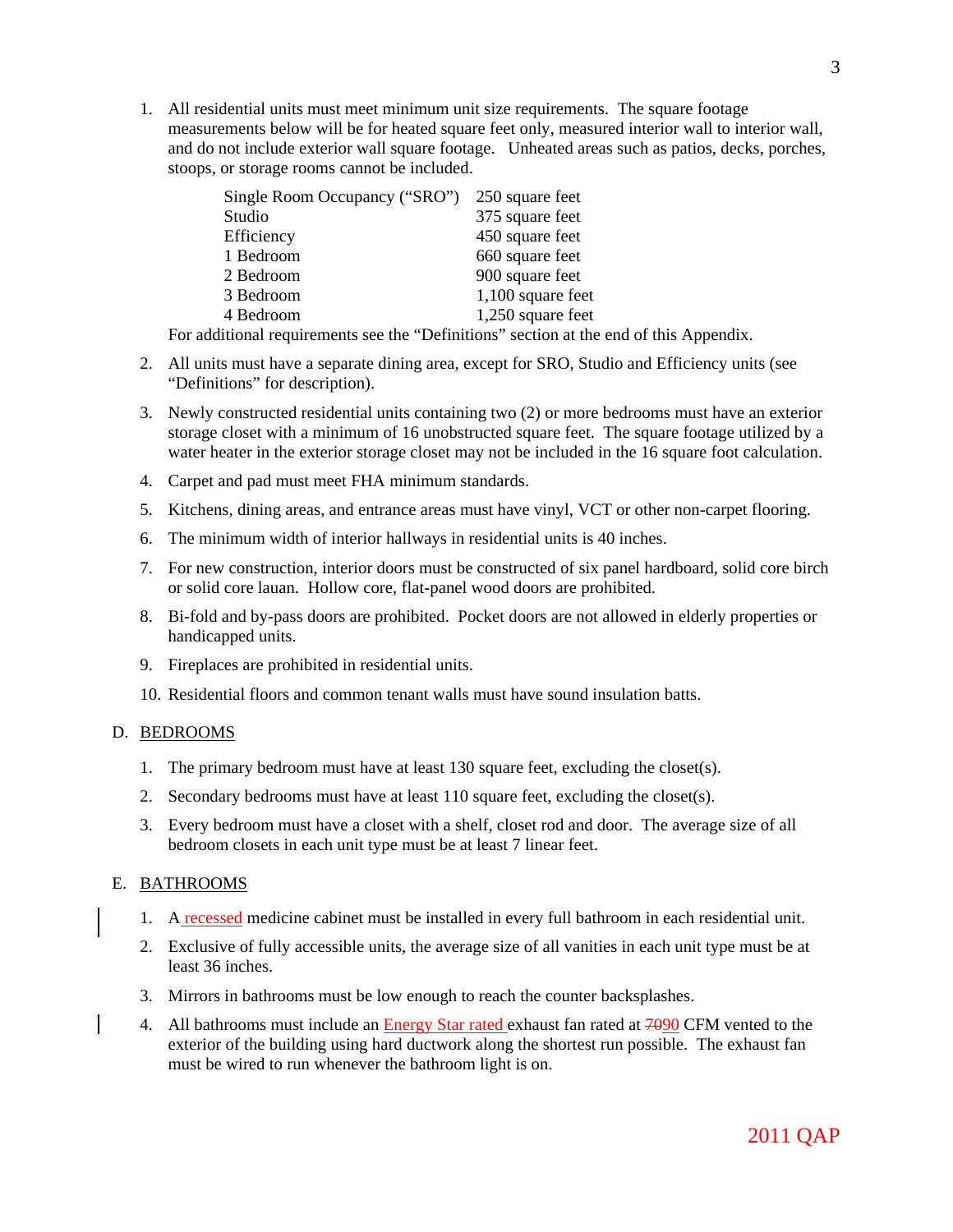1. All residential units must meet minimum unit size requirements. The square footage measurements below will be for heated square feet only, measured interior wall to interior wall, and do not include exterior wall square footage. Unheated areas such as patios, decks, porches, stoops, or storage rooms cannot be included.

| Unit Type | Minimum Size |
|---|---|
| Single Room Occupancy ("SRO") | 250 square feet |
| Studio | 375 square feet |
| Efficiency | 450 square feet |
| 1 Bedroom | 660 square feet |
| 2 Bedroom | 900 square feet |
| 3 Bedroom | 1,100 square feet |
| 4 Bedroom | 1,250 square feet |

   For additional requirements see the "Definitions" section at the end of this Appendix.

2. All units must have a separate dining area, except for SRO, Studio and Efficiency units (see "Definitions" for description).
3. Newly constructed residential units containing two (2) or more bedrooms must have an exterior storage closet with a minimum of 16 unobstructed square feet. The square footage utilized by a water heater in the exterior storage closet may not be included in the 16 square foot calculation.
4. Carpet and pad must meet FHA minimum standards.
5. Kitchens, dining areas, and entrance areas must have vinyl, VCT or other non-carpet flooring.
6. The minimum width of interior hallways in residential units is 40 inches.
7. For new construction, interior doors must be constructed of six panel hardboard, solid core birch or solid core lauan. Hollow core, flat-panel wood doors are prohibited.
8. Bi-fold and by-pass doors are prohibited. Pocket doors are not allowed in elderly properties or handicapped units.
9. Fireplaces are prohibited in residential units.
10. Residential floors and common tenant walls must have sound insulation batts.

D. BEDROOMS

1. The primary bedroom must have at least 130 square feet, excluding the closet(s).
2. Secondary bedrooms must have at least 110 square feet, excluding the closet(s).
3. Every bedroom must have a closet with a shelf, closet rod and door. The average size of all bedroom closets in each unit type must be at least 7 linear feet.

E. BATHROOMS

1. A recessed medicine cabinet must be installed in every full bathroom in each residential unit.
2. Exclusive of fully accessible units, the average size of all vanities in each unit type must be at least 36 inches.
3. Mirrors in bathrooms must be low enough to reach the counter backsplashes.
4. All bathrooms must include an Energy Star rated exhaust fan rated at ~~70~~90 CFM vented to the exterior of the building using hard ductwork along the shortest run possible. The exhaust fan must be wired to run whenever the bathroom light is on.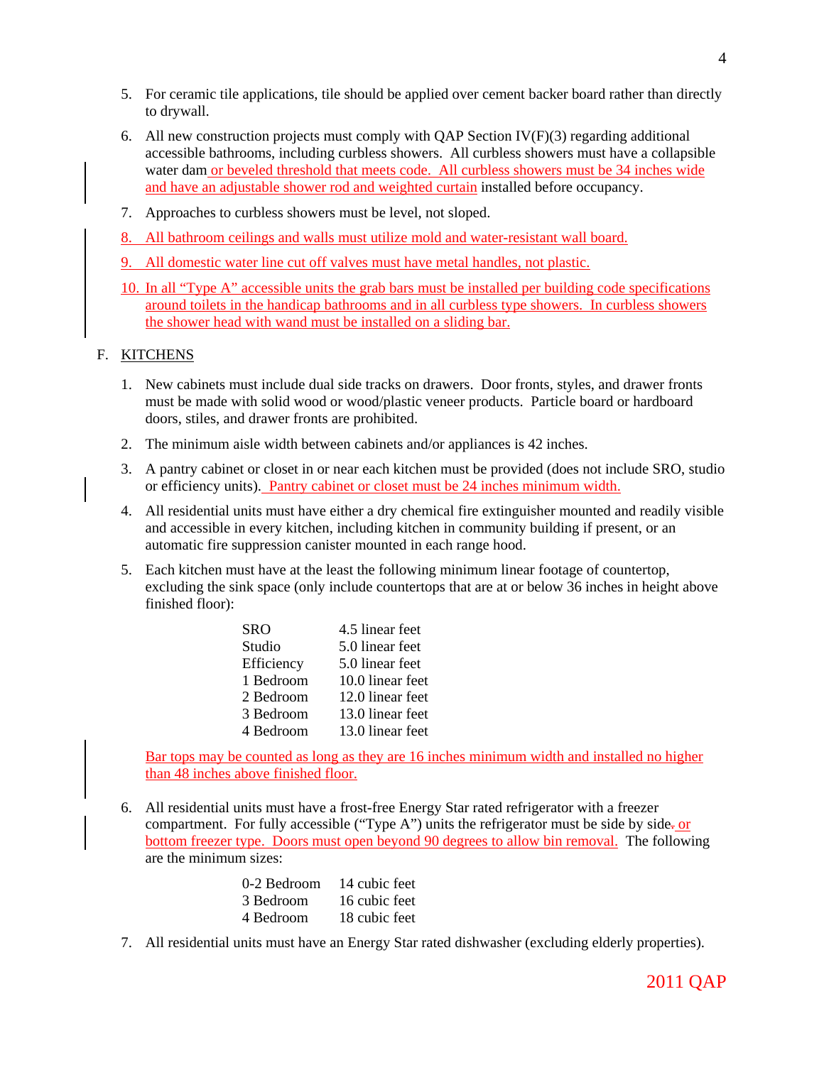5. For ceramic tile applications, tile should be applied over cement backer board rather than directly to drywall.

6. All new construction projects must comply with QAP Section IV(F)(3) regarding additional accessible bathrooms, including curbless showers. All curbless showers must have a collapsible water dam or beveled threshold that meets code. All curbless showers must be 34 inches wide and have an adjustable shower rod and weighted curtain installed before occupancy.

7. Approaches to curbless showers must be level, not sloped.

8. All bathroom ceilings and walls must utilize mold and water-resistant wall board.

9. All domestic water line cut off valves must have metal handles, not plastic.

10. In all "Type A" accessible units the grab bars must be installed per building code specifications around toilets in the handicap bathrooms and in all curbless type showers. In curbless showers the shower head with wand must be installed on a sliding bar.

## F. KITCHENS

1. New cabinets must include dual side tracks on drawers. Door fronts, styles, and drawer fronts must be made with solid wood or wood/plastic veneer products. Particle board or hardboard doors, stiles, and drawer fronts are prohibited.

2. The minimum aisle width between cabinets and/or appliances is 42 inches.

3. A pantry cabinet or closet in or near each kitchen must be provided (does not include SRO, studio or efficiency units). Pantry cabinet or closet must be 24 inches minimum width.

4. All residential units must have either a dry chemical fire extinguisher mounted and readily visible and accessible in every kitchen, including kitchen in community building if present, or an automatic fire suppression canister mounted in each range hood.

5. Each kitchen must have at the least the following minimum linear footage of countertop, excluding the sink space (only include countertops that are at or below 36 inches in height above finished floor):

| | |
|---|---|
| SRO | 4.5 linear feet |
| Studio | 5.0 linear feet |
| Efficiency | 5.0 linear feet |
| 1 Bedroom | 10.0 linear feet |
| 2 Bedroom | 12.0 linear feet |
| 3 Bedroom | 13.0 linear feet |
| 4 Bedroom | 13.0 linear feet |

   Bar tops may be counted as long as they are 16 inches minimum width and installed no higher than 48 inches above finished floor.

6. All residential units must have a frost-free Energy Star rated refrigerator with a freezer compartment. For fully accessible ("Type A") units the refrigerator must be side by side or bottom freezer type. Doors must open beyond 90 degrees to allow bin removal. The following are the minimum sizes:

| | |
|---|---|
| 0-2 Bedroom | 14 cubic feet |
| 3 Bedroom | 16 cubic feet |
| 4 Bedroom | 18 cubic feet |

7. All residential units must have an Energy Star rated dishwasher (excluding elderly properties).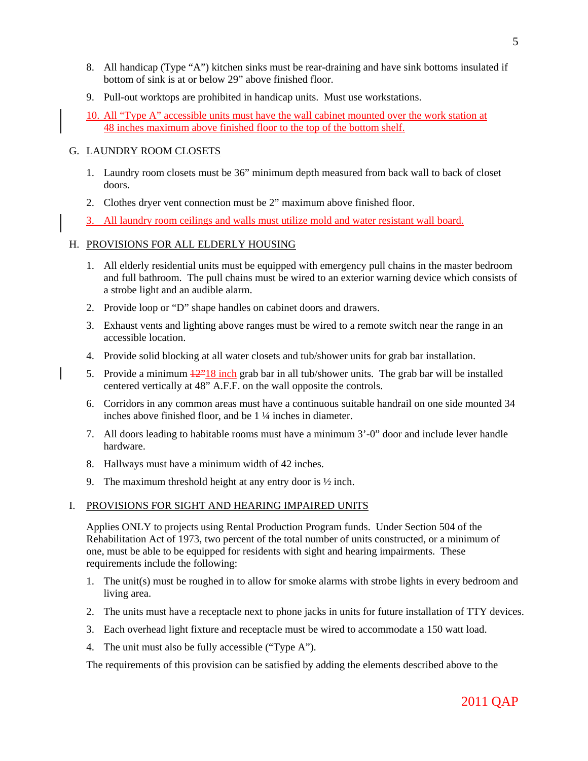8. All handicap (Type "A") kitchen sinks must be rear-draining and have sink bottoms insulated if bottom of sink is at or below 29" above finished floor.

9. Pull-out worktops are prohibited in handicap units. Must use workstations.

10. All "Type A" accessible units must have the wall cabinet mounted over the work station at 48 inches maximum above finished floor to the top of the bottom shelf.

## G. LAUNDRY ROOM CLOSETS

1. Laundry room closets must be 36" minimum depth measured from back wall to back of closet doors.

2. Clothes dryer vent connection must be 2" maximum above finished floor.

3. All laundry room ceilings and walls must utilize mold and water resistant wall board.

## H. PROVISIONS FOR ALL ELDERLY HOUSING

1. All elderly residential units must be equipped with emergency pull chains in the master bedroom and full bathroom. The pull chains must be wired to an exterior warning device which consists of a strobe light and an audible alarm.

2. Provide loop or "D" shape handles on cabinet doors and drawers.

3. Exhaust vents and lighting above ranges must be wired to a remote switch near the range in an accessible location.

4. Provide solid blocking at all water closets and tub/shower units for grab bar installation.

5. Provide a minimum ~~12"~~18 inch grab bar in all tub/shower units. The grab bar will be installed centered vertically at 48" A.F.F. on the wall opposite the controls.

6. Corridors in any common areas must have a continuous suitable handrail on one side mounted 34 inches above finished floor, and be 1 ¼ inches in diameter.

7. All doors leading to habitable rooms must have a minimum 3'-0" door and include lever handle hardware.

8. Hallways must have a minimum width of 42 inches.

9. The maximum threshold height at any entry door is ½ inch.

## I. PROVISIONS FOR SIGHT AND HEARING IMPAIRED UNITS

Applies ONLY to projects using Rental Production Program funds. Under Section 504 of the Rehabilitation Act of 1973, two percent of the total number of units constructed, or a minimum of one, must be able to be equipped for residents with sight and hearing impairments. These requirements include the following:

1. The unit(s) must be roughed in to allow for smoke alarms with strobe lights in every bedroom and living area.

2. The units must have a receptacle next to phone jacks in units for future installation of TTY devices.

3. Each overhead light fixture and receptacle must be wired to accommodate a 150 watt load.

4. The unit must also be fully accessible ("Type A").

The requirements of this provision can be satisfied by adding the elements described above to the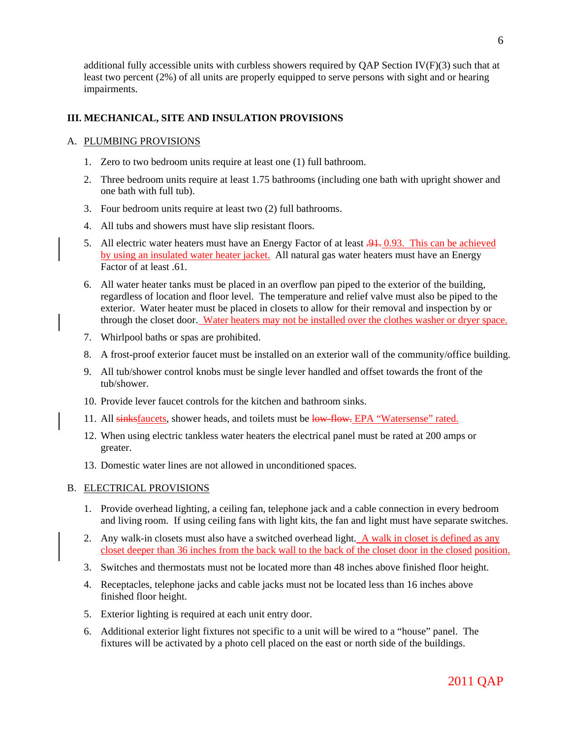additional fully accessible units with curbless showers required by QAP Section IV(F)(3) such that at least two percent (2%) of all units are properly equipped to serve persons with sight and or hearing impairments.

## III. MECHANICAL, SITE AND INSULATION PROVISIONS

### A. PLUMBING PROVISIONS

1. Zero to two bedroom units require at least one (1) full bathroom.
2. Three bedroom units require at least 1.75 bathrooms (including one bath with upright shower and one bath with full tub).
3. Four bedroom units require at least two (2) full bathrooms.
4. All tubs and showers must have slip resistant floors.
5. All electric water heaters must have an Energy Factor of at least ~~.91.~~ 0.93. This can be achieved by using an insulated water heater jacket. All natural gas water heaters must have an Energy Factor of at least .61.
6. All water heater tanks must be placed in an overflow pan piped to the exterior of the building, regardless of location and floor level. The temperature and relief valve must also be piped to the exterior. Water heater must be placed in closets to allow for their removal and inspection by or through the closet door. Water heaters may not be installed over the clothes washer or dryer space.
7. Whirlpool baths or spas are prohibited.
8. A frost-proof exterior faucet must be installed on an exterior wall of the community/office building.
9. All tub/shower control knobs must be single lever handled and offset towards the front of the tub/shower.
10. Provide lever faucet controls for the kitchen and bathroom sinks.
11. All ~~sinks~~faucets, shower heads, and toilets must be ~~low-flow.~~ EPA "Watersense" rated.
12. When using electric tankless water heaters the electrical panel must be rated at 200 amps or greater.
13. Domestic water lines are not allowed in unconditioned spaces.

### B. ELECTRICAL PROVISIONS

1. Provide overhead lighting, a ceiling fan, telephone jack and a cable connection in every bedroom and living room. If using ceiling fans with light kits, the fan and light must have separate switches.
2. Any walk-in closets must also have a switched overhead light. A walk in closet is defined as any closet deeper than 36 inches from the back wall to the back of the closet door in the closed position.
3. Switches and thermostats must not be located more than 48 inches above finished floor height.
4. Receptacles, telephone jacks and cable jacks must not be located less than 16 inches above finished floor height.
5. Exterior lighting is required at each unit entry door.
6. Additional exterior light fixtures not specific to a unit will be wired to a "house" panel. The fixtures will be activated by a photo cell placed on the east or north side of the buildings.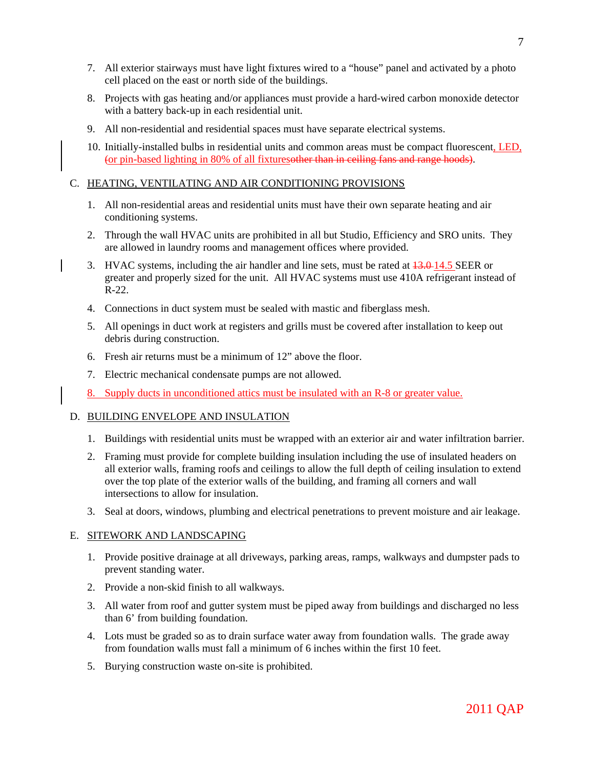7. All exterior stairways must have light fixtures wired to a "house" panel and activated by a photo cell placed on the east or north side of the buildings.

8. Projects with gas heating and/or appliances must provide a hard-wired carbon monoxide detector with a battery back-up in each residential unit.

9. All non-residential and residential spaces must have separate electrical systems.

10. Initially-installed bulbs in residential units and common areas must be compact fluorescent, LED, ~~(~~or pin-based lighting in 80% of all fixtures~~other than in ceiling fans and range hoods)~~.

C. HEATING, VENTILATING AND AIR CONDITIONING PROVISIONS

1. All non-residential areas and residential units must have their own separate heating and air conditioning systems.

2. Through the wall HVAC units are prohibited in all but Studio, Efficiency and SRO units. They are allowed in laundry rooms and management offices where provided.

3. HVAC systems, including the air handler and line sets, must be rated at ~~13.0~~ 14.5 SEER or greater and properly sized for the unit. All HVAC systems must use 410A refrigerant instead of R-22.

4. Connections in duct system must be sealed with mastic and fiberglass mesh.

5. All openings in duct work at registers and grills must be covered after installation to keep out debris during construction.

6. Fresh air returns must be a minimum of 12" above the floor.

7. Electric mechanical condensate pumps are not allowed.

8. Supply ducts in unconditioned attics must be insulated with an R-8 or greater value.

D. BUILDING ENVELOPE AND INSULATION

1. Buildings with residential units must be wrapped with an exterior air and water infiltration barrier.

2. Framing must provide for complete building insulation including the use of insulated headers on all exterior walls, framing roofs and ceilings to allow the full depth of ceiling insulation to extend over the top plate of the exterior walls of the building, and framing all corners and wall intersections to allow for insulation.

3. Seal at doors, windows, plumbing and electrical penetrations to prevent moisture and air leakage.

E. SITEWORK AND LANDSCAPING

1. Provide positive drainage at all driveways, parking areas, ramps, walkways and dumpster pads to prevent standing water.

2. Provide a non-skid finish to all walkways.

3. All water from roof and gutter system must be piped away from buildings and discharged no less than 6' from building foundation.

4. Lots must be graded so as to drain surface water away from foundation walls. The grade away from foundation walls must fall a minimum of 6 inches within the first 10 feet.

5. Burying construction waste on-site is prohibited.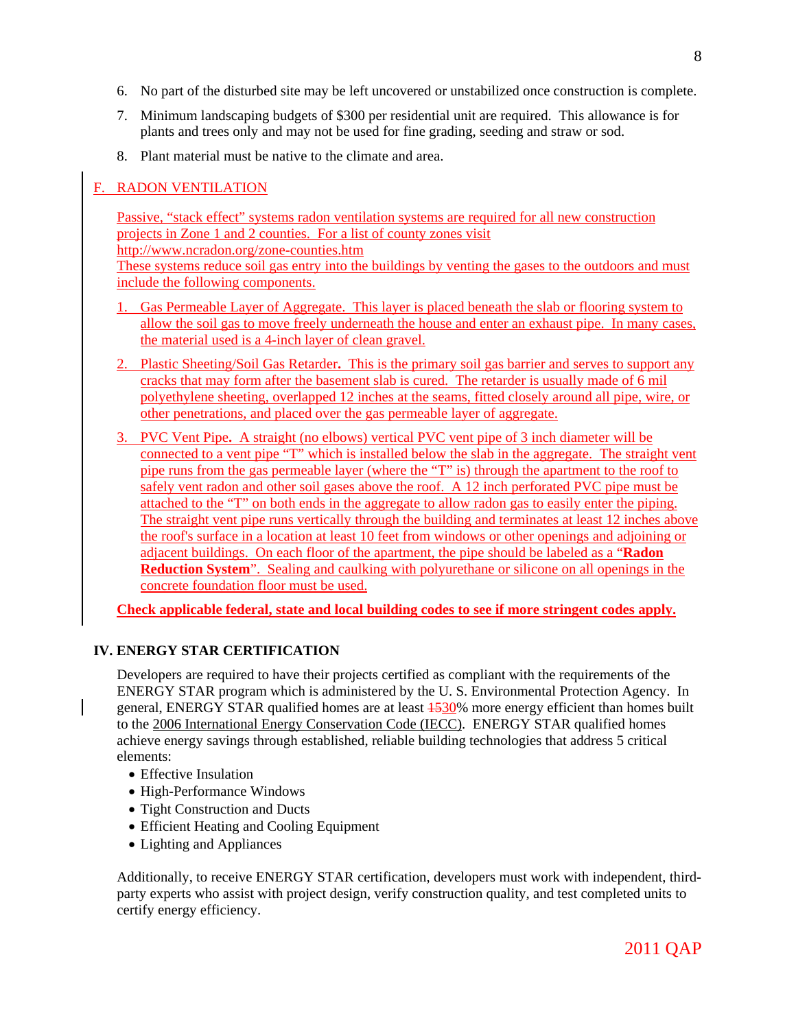6. No part of the disturbed site may be left uncovered or unstabilized once construction is complete.
7. Minimum landscaping budgets of $300 per residential unit are required. This allowance is for plants and trees only and may not be used for fine grading, seeding and straw or sod.
8. Plant material must be native to the climate and area.

## F. RADON VENTILATION

Passive, "stack effect" systems radon ventilation systems are required for all new construction projects in Zone 1 and 2 counties. For a list of county zones visit http://www.ncradon.org/zone-counties.htm
These systems reduce soil gas entry into the buildings by venting the gases to the outdoors and must include the following components.

1. Gas Permeable Layer of Aggregate. This layer is placed beneath the slab or flooring system to allow the soil gas to move freely underneath the house and enter an exhaust pipe. In many cases, the material used is a 4-inch layer of clean gravel.
2. Plastic Sheeting/Soil Gas Retarder**.** This is the primary soil gas barrier and serves to support any cracks that may form after the basement slab is cured. The retarder is usually made of 6 mil polyethylene sheeting, overlapped 12 inches at the seams, fitted closely around all pipe, wire, or other penetrations, and placed over the gas permeable layer of aggregate.
3. PVC Vent Pipe**.** A straight (no elbows) vertical PVC vent pipe of 3 inch diameter will be connected to a vent pipe "T" which is installed below the slab in the aggregate. The straight vent pipe runs from the gas permeable layer (where the "T" is) through the apartment to the roof to safely vent radon and other soil gases above the roof. A 12 inch perforated PVC pipe must be attached to the "T" on both ends in the aggregate to allow radon gas to easily enter the piping. The straight vent pipe runs vertically through the building and terminates at least 12 inches above the roof's surface in a location at least 10 feet from windows or other openings and adjoining or adjacent buildings. On each floor of the apartment, the pipe should be labeled as a "**Radon Reduction System**". Sealing and caulking with polyurethane or silicone on all openings in the concrete foundation floor must be used.

**Check applicable federal, state and local building codes to see if more stringent codes apply.**

## IV. ENERGY STAR CERTIFICATION

Developers are required to have their projects certified as compliant with the requirements of the ENERGY STAR program which is administered by the U. S. Environmental Protection Agency. In general, ENERGY STAR qualified homes are at least ~~15~~30% more energy efficient than homes built to the 2006 International Energy Conservation Code (IECC). ENERGY STAR qualified homes achieve energy savings through established, reliable building technologies that address 5 critical elements:

- Effective Insulation
- High-Performance Windows
- Tight Construction and Ducts
- Efficient Heating and Cooling Equipment
- Lighting and Appliances

Additionally, to receive ENERGY STAR certification, developers must work with independent, third-party experts who assist with project design, verify construction quality, and test completed units to certify energy efficiency.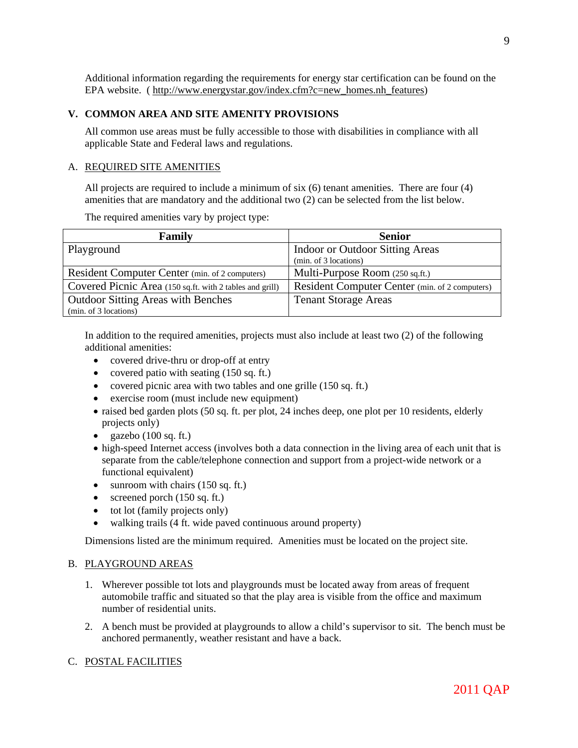Additional information regarding the requirements for energy star certification can be found on the EPA website. ( http://www.energystar.gov/index.cfm?c=new_homes.nh_features)

## V. COMMON AREA AND SITE AMENITY PROVISIONS

All common use areas must be fully accessible to those with disabilities in compliance with all applicable State and Federal laws and regulations.

### A. REQUIRED SITE AMENITIES

All projects are required to include a minimum of six (6) tenant amenities. There are four (4) amenities that are mandatory and the additional two (2) can be selected from the list below.

The required amenities vary by project type:

| Family | Senior |
|---|---|
| Playground | Indoor or Outdoor Sitting Areas (min. of 3 locations) |
| Resident Computer Center (min. of 2 computers) | Multi-Purpose Room (250 sq.ft.) |
| Covered Picnic Area (150 sq.ft. with 2 tables and grill) | Resident Computer Center (min. of 2 computers) |
| Outdoor Sitting Areas with Benches (min. of 3 locations) | Tenant Storage Areas |

In addition to the required amenities, projects must also include at least two (2) of the following additional amenities:

- covered drive-thru or drop-off at entry
- covered patio with seating (150 sq. ft.)
- covered picnic area with two tables and one grille (150 sq. ft.)
- exercise room (must include new equipment)
- raised bed garden plots (50 sq. ft. per plot, 24 inches deep, one plot per 10 residents, elderly projects only)
- gazebo (100 sq. ft.)
- high-speed Internet access (involves both a data connection in the living area of each unit that is separate from the cable/telephone connection and support from a project-wide network or a functional equivalent)
- sunroom with chairs (150 sq. ft.)
- screened porch (150 sq. ft.)
- tot lot (family projects only)
- walking trails (4 ft. wide paved continuous around property)

Dimensions listed are the minimum required. Amenities must be located on the project site.

### B. PLAYGROUND AREAS

1. Wherever possible tot lots and playgrounds must be located away from areas of frequent automobile traffic and situated so that the play area is visible from the office and maximum number of residential units.
2. A bench must be provided at playgrounds to allow a child's supervisor to sit. The bench must be anchored permanently, weather resistant and have a back.

### C. POSTAL FACILITIES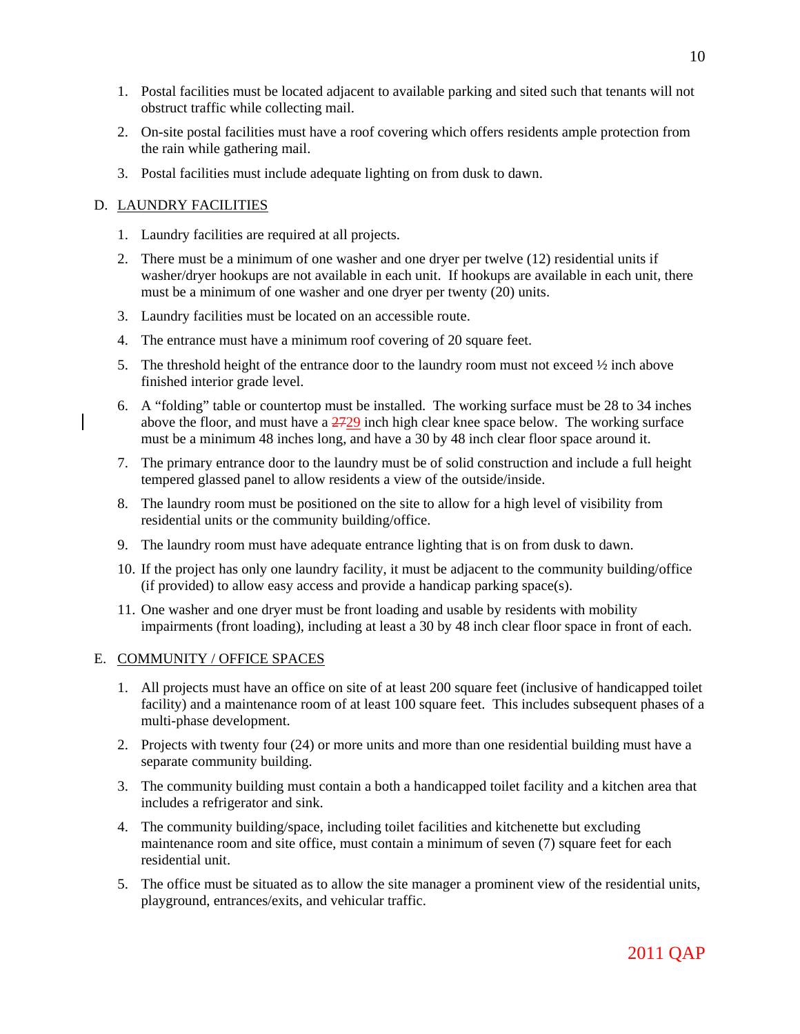1. Postal facilities must be located adjacent to available parking and sited such that tenants will not obstruct traffic while collecting mail.
2. On-site postal facilities must have a roof covering which offers residents ample protection from the rain while gathering mail.
3. Postal facilities must include adequate lighting on from dusk to dawn.

D. LAUNDRY FACILITIES

1. Laundry facilities are required at all projects.
2. There must be a minimum of one washer and one dryer per twelve (12) residential units if washer/dryer hookups are not available in each unit. If hookups are available in each unit, there must be a minimum of one washer and one dryer per twenty (20) units.
3. Laundry facilities must be located on an accessible route.
4. The entrance must have a minimum roof covering of 20 square feet.
5. The threshold height of the entrance door to the laundry room must not exceed ½ inch above finished interior grade level.
6. A "folding" table or countertop must be installed. The working surface must be 28 to 34 inches above the floor, and must have a ~~27~~29 inch high clear knee space below. The working surface must be a minimum 48 inches long, and have a 30 by 48 inch clear floor space around it.
7. The primary entrance door to the laundry must be of solid construction and include a full height tempered glassed panel to allow residents a view of the outside/inside.
8. The laundry room must be positioned on the site to allow for a high level of visibility from residential units or the community building/office.
9. The laundry room must have adequate entrance lighting that is on from dusk to dawn.
10. If the project has only one laundry facility, it must be adjacent to the community building/office (if provided) to allow easy access and provide a handicap parking space(s).
11. One washer and one dryer must be front loading and usable by residents with mobility impairments (front loading), including at least a 30 by 48 inch clear floor space in front of each.

E. COMMUNITY / OFFICE SPACES

1. All projects must have an office on site of at least 200 square feet (inclusive of handicapped toilet facility) and a maintenance room of at least 100 square feet. This includes subsequent phases of a multi-phase development.
2. Projects with twenty four (24) or more units and more than one residential building must have a separate community building.
3. The community building must contain a both a handicapped toilet facility and a kitchen area that includes a refrigerator and sink.
4. The community building/space, including toilet facilities and kitchenette but excluding maintenance room and site office, must contain a minimum of seven (7) square feet for each residential unit.
5. The office must be situated as to allow the site manager a prominent view of the residential units, playground, entrances/exits, and vehicular traffic.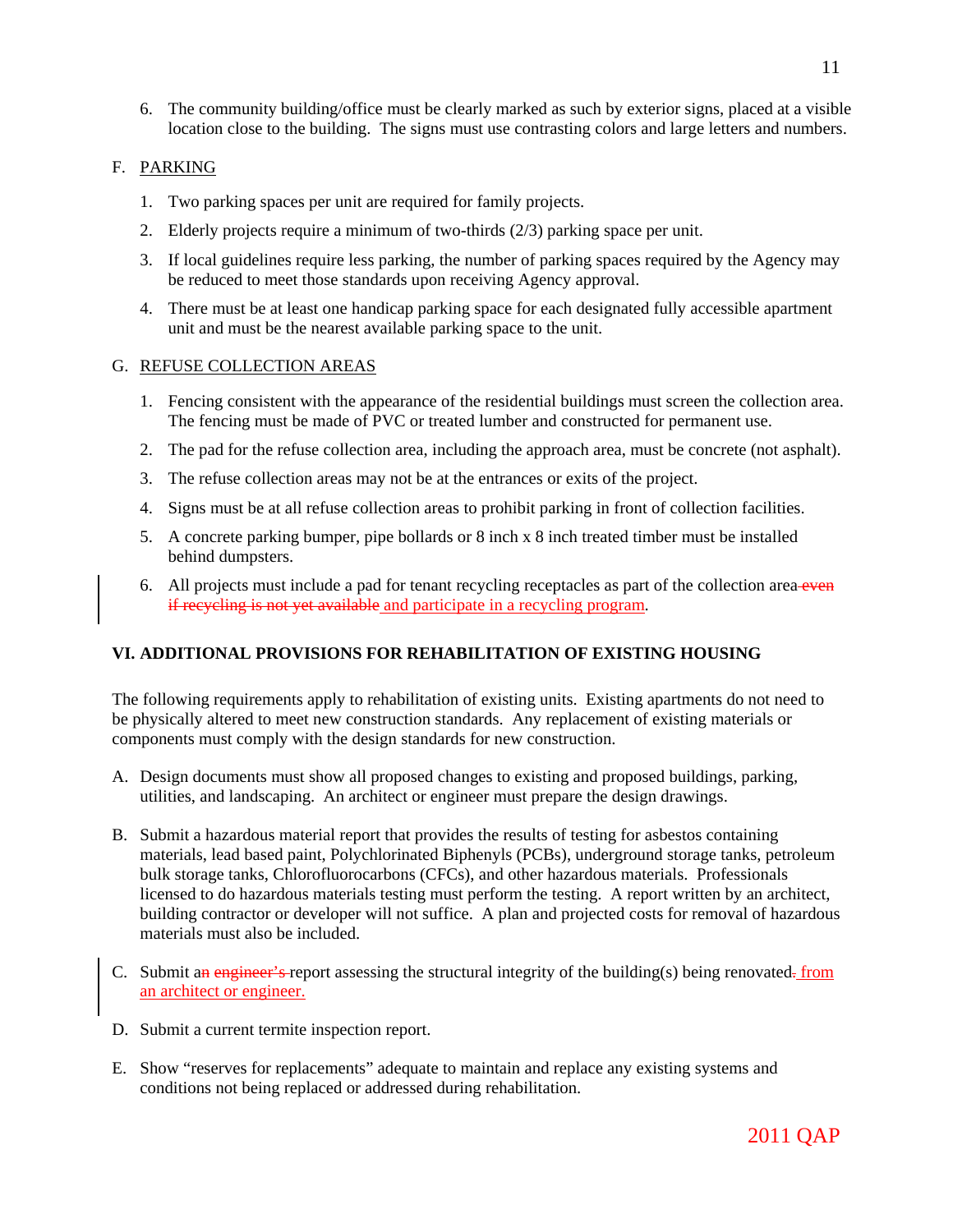6. The community building/office must be clearly marked as such by exterior signs, placed at a visible location close to the building. The signs must use contrasting colors and large letters and numbers.

F. PARKING

1. Two parking spaces per unit are required for family projects.
2. Elderly projects require a minimum of two-thirds (2/3) parking space per unit.
3. If local guidelines require less parking, the number of parking spaces required by the Agency may be reduced to meet those standards upon receiving Agency approval.
4. There must be at least one handicap parking space for each designated fully accessible apartment unit and must be the nearest available parking space to the unit.

G. REFUSE COLLECTION AREAS

1. Fencing consistent with the appearance of the residential buildings must screen the collection area. The fencing must be made of PVC or treated lumber and constructed for permanent use.
2. The pad for the refuse collection area, including the approach area, must be concrete (not asphalt).
3. The refuse collection areas may not be at the entrances or exits of the project.
4. Signs must be at all refuse collection areas to prohibit parking in front of collection facilities.
5. A concrete parking bumper, pipe bollards or 8 inch x 8 inch treated timber must be installed behind dumpsters.
6. All projects must include a pad for tenant recycling receptacles as part of the collection area ~~even if recycling is not yet available~~ and participate in a recycling program.

**VI. ADDITIONAL PROVISIONS FOR REHABILITATION OF EXISTING HOUSING**

The following requirements apply to rehabilitation of existing units. Existing apartments do not need to be physically altered to meet new construction standards. Any replacement of existing materials or components must comply with the design standards for new construction.

A. Design documents must show all proposed changes to existing and proposed buildings, parking, utilities, and landscaping. An architect or engineer must prepare the design drawings.

B. Submit a hazardous material report that provides the results of testing for asbestos containing materials, lead based paint, Polychlorinated Biphenyls (PCBs), underground storage tanks, petroleum bulk storage tanks, Chlorofluorocarbons (CFCs), and other hazardous materials. Professionals licensed to do hazardous materials testing must perform the testing. A report written by an architect, building contractor or developer will not suffice. A plan and projected costs for removal of hazardous materials must also be included.

C. Submit a~~n~~ ~~engineer's~~ report assessing the structural integrity of the building(s) being renovated~~.~~ from an architect or engineer.

D. Submit a current termite inspection report.

E. Show "reserves for replacements" adequate to maintain and replace any existing systems and conditions not being replaced or addressed during rehabilitation.

2011 QAP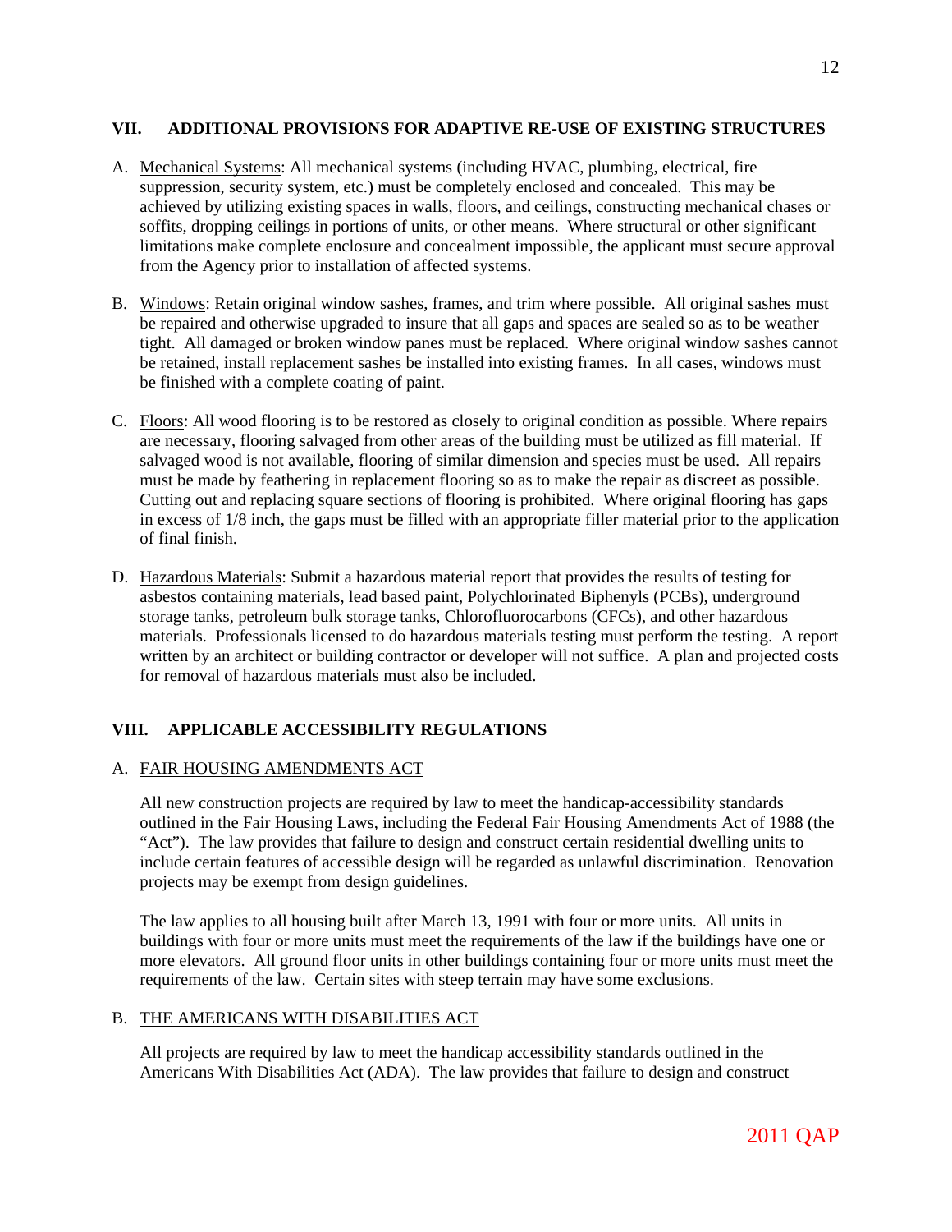## VII. ADDITIONAL PROVISIONS FOR ADAPTIVE RE-USE OF EXISTING STRUCTURES

A. Mechanical Systems: All mechanical systems (including HVAC, plumbing, electrical, fire suppression, security system, etc.) must be completely enclosed and concealed. This may be achieved by utilizing existing spaces in walls, floors, and ceilings, constructing mechanical chases or soffits, dropping ceilings in portions of units, or other means. Where structural or other significant limitations make complete enclosure and concealment impossible, the applicant must secure approval from the Agency prior to installation of affected systems.

B. Windows: Retain original window sashes, frames, and trim where possible. All original sashes must be repaired and otherwise upgraded to insure that all gaps and spaces are sealed so as to be weather tight. All damaged or broken window panes must be replaced. Where original window sashes cannot be retained, install replacement sashes be installed into existing frames. In all cases, windows must be finished with a complete coating of paint.

C. Floors: All wood flooring is to be restored as closely to original condition as possible. Where repairs are necessary, flooring salvaged from other areas of the building must be utilized as fill material. If salvaged wood is not available, flooring of similar dimension and species must be used. All repairs must be made by feathering in replacement flooring so as to make the repair as discreet as possible. Cutting out and replacing square sections of flooring is prohibited. Where original flooring has gaps in excess of 1/8 inch, the gaps must be filled with an appropriate filler material prior to the application of final finish.

D. Hazardous Materials: Submit a hazardous material report that provides the results of testing for asbestos containing materials, lead based paint, Polychlorinated Biphenyls (PCBs), underground storage tanks, petroleum bulk storage tanks, Chlorofluorocarbons (CFCs), and other hazardous materials. Professionals licensed to do hazardous materials testing must perform the testing. A report written by an architect or building contractor or developer will not suffice. A plan and projected costs for removal of hazardous materials must also be included.

## VIII. APPLICABLE ACCESSIBILITY REGULATIONS

### A. FAIR HOUSING AMENDMENTS ACT

All new construction projects are required by law to meet the handicap-accessibility standards outlined in the Fair Housing Laws, including the Federal Fair Housing Amendments Act of 1988 (the "Act"). The law provides that failure to design and construct certain residential dwelling units to include certain features of accessible design will be regarded as unlawful discrimination. Renovation projects may be exempt from design guidelines.

The law applies to all housing built after March 13, 1991 with four or more units. All units in buildings with four or more units must meet the requirements of the law if the buildings have one or more elevators. All ground floor units in other buildings containing four or more units must meet the requirements of the law. Certain sites with steep terrain may have some exclusions.

### B. THE AMERICANS WITH DISABILITIES ACT

All projects are required by law to meet the handicap accessibility standards outlined in the Americans With Disabilities Act (ADA). The law provides that failure to design and construct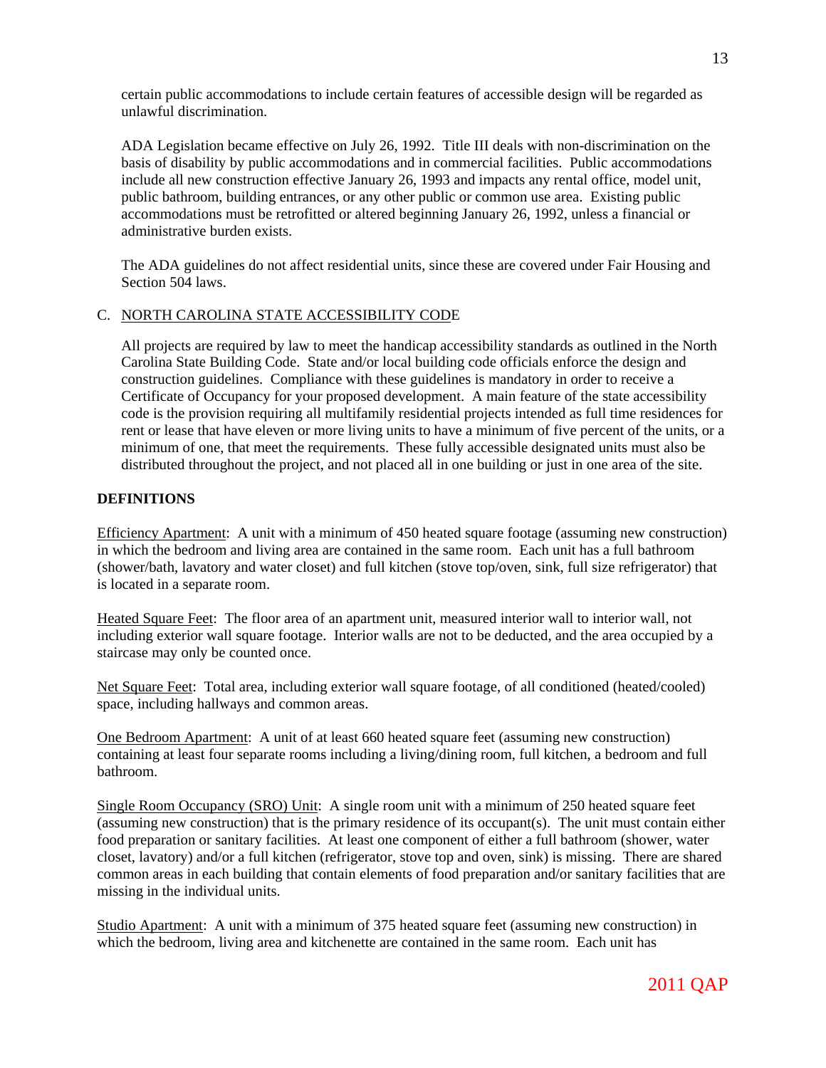certain public accommodations to include certain features of accessible design will be regarded as unlawful discrimination.

ADA Legislation became effective on July 26, 1992. Title III deals with non-discrimination on the basis of disability by public accommodations and in commercial facilities. Public accommodations include all new construction effective January 26, 1993 and impacts any rental office, model unit, public bathroom, building entrances, or any other public or common use area. Existing public accommodations must be retrofitted or altered beginning January 26, 1992, unless a financial or administrative burden exists.

The ADA guidelines do not affect residential units, since these are covered under Fair Housing and Section 504 laws.

C. NORTH CAROLINA STATE ACCESSIBILITY CODE

All projects are required by law to meet the handicap accessibility standards as outlined in the North Carolina State Building Code. State and/or local building code officials enforce the design and construction guidelines. Compliance with these guidelines is mandatory in order to receive a Certificate of Occupancy for your proposed development. A main feature of the state accessibility code is the provision requiring all multifamily residential projects intended as full time residences for rent or lease that have eleven or more living units to have a minimum of five percent of the units, or a minimum of one, that meet the requirements. These fully accessible designated units must also be distributed throughout the project, and not placed all in one building or just in one area of the site.

**DEFINITIONS**

Efficiency Apartment: A unit with a minimum of 450 heated square footage (assuming new construction) in which the bedroom and living area are contained in the same room. Each unit has a full bathroom (shower/bath, lavatory and water closet) and full kitchen (stove top/oven, sink, full size refrigerator) that is located in a separate room.

Heated Square Feet: The floor area of an apartment unit, measured interior wall to interior wall, not including exterior wall square footage. Interior walls are not to be deducted, and the area occupied by a staircase may only be counted once.

Net Square Feet: Total area, including exterior wall square footage, of all conditioned (heated/cooled) space, including hallways and common areas.

One Bedroom Apartment: A unit of at least 660 heated square feet (assuming new construction) containing at least four separate rooms including a living/dining room, full kitchen, a bedroom and full bathroom.

Single Room Occupancy (SRO) Unit: A single room unit with a minimum of 250 heated square feet (assuming new construction) that is the primary residence of its occupant(s). The unit must contain either food preparation or sanitary facilities. At least one component of either a full bathroom (shower, water closet, lavatory) and/or a full kitchen (refrigerator, stove top and oven, sink) is missing. There are shared common areas in each building that contain elements of food preparation and/or sanitary facilities that are missing in the individual units.

Studio Apartment: A unit with a minimum of 375 heated square feet (assuming new construction) in which the bedroom, living area and kitchenette are contained in the same room. Each unit has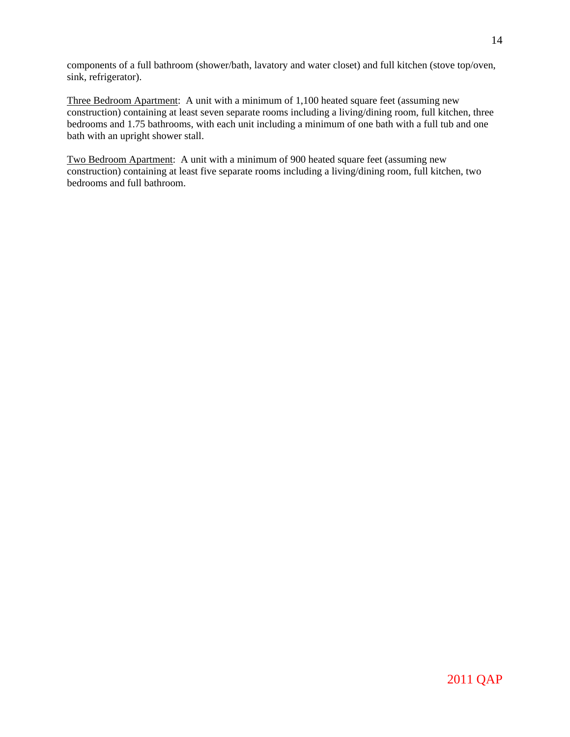components of a full bathroom (shower/bath, lavatory and water closet) and full kitchen (stove top/oven, sink, refrigerator).

Three Bedroom Apartment: A unit with a minimum of 1,100 heated square feet (assuming new construction) containing at least seven separate rooms including a living/dining room, full kitchen, three bedrooms and 1.75 bathrooms, with each unit including a minimum of one bath with a full tub and one bath with an upright shower stall.

Two Bedroom Apartment: A unit with a minimum of 900 heated square feet (assuming new construction) containing at least five separate rooms including a living/dining room, full kitchen, two bedrooms and full bathroom.